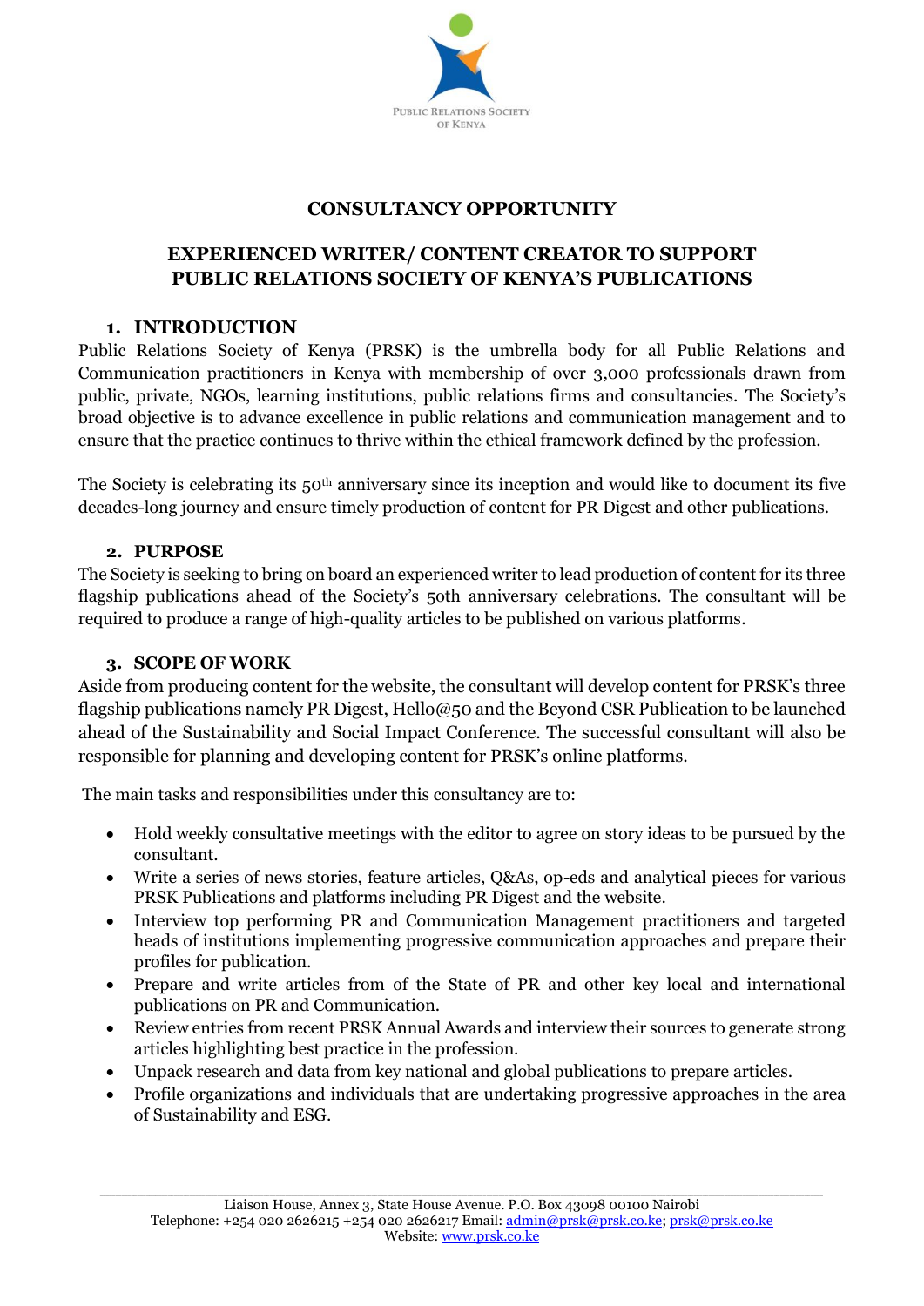PUBLIC RELATIONS SOCIETY OF KENYA

# CONSULTANCY OPPORTUNITY

# EXPERIENCED WRITER/ CONTENT CREATOR TO SUPPORT PUBLIC RELATIONS SOCIETY OF KENYA'S PUBLICATIONS

## 1. INTRODUCTION

Public Relations Society of Kenya (PRSK) is the umbrella body for all Public Relations and Communication practitioners in Kenya with membership of over 3,000 professionals drawn from public, private, NGOs, learning institutions, public relations firms and consultancies. The Society's broad objective is to advance excellence in public relations and communication management and to ensure that the practice continues to thrive within the ethical framework defined by the profession.

The Society is celebrating its 50th anniversary since its inception and would like to document its five decades-long journey and ensure timely production of content for PR Digest and other publications.

## 2. PURPOSE

The Society is seeking to bring on board an experienced writer to lead production of content for its three flagship publications ahead of the Society's 50th anniversary celebrations. The consultant will be required to produce a range of high-quality articles to be published on various platforms.

## 3. SCOPE OF WORK

Aside from producing content for the website, the consultant will develop content for PRSK's three flagship publications namely PR Digest, Hello@50 and the Beyond CSR Publication to be launched ahead of the Sustainability and Social Impact Conference. The successful consultant will also be responsible for planning and developing content for PRSK's online platforms.

The main tasks and responsibilities under this consultancy are to:

- Hold weekly consultative meetings with the editor to agree on story ideas to be pursued by the consultant.
- Write a series of news stories, feature articles, Q&As, op-eds and analytical pieces for various PRSK Publications and platforms including PR Digest and the website.
- Interview top performing PR and Communication Management practitioners and targeted heads of institutions implementing progressive communication approaches and prepare their profiles for publication.
- Prepare and write articles from of the State of PR and other key local and international publications on PR and Communication.
- Review entries from recent PRSK Annual Awards and interview their sources to generate strong articles highlighting best practice in the profession.
- Unpack research and data from key national and global publications to prepare articles.
- Profile organizations and individuals that are undertaking progressive approaches in the area of Sustainability and ESG.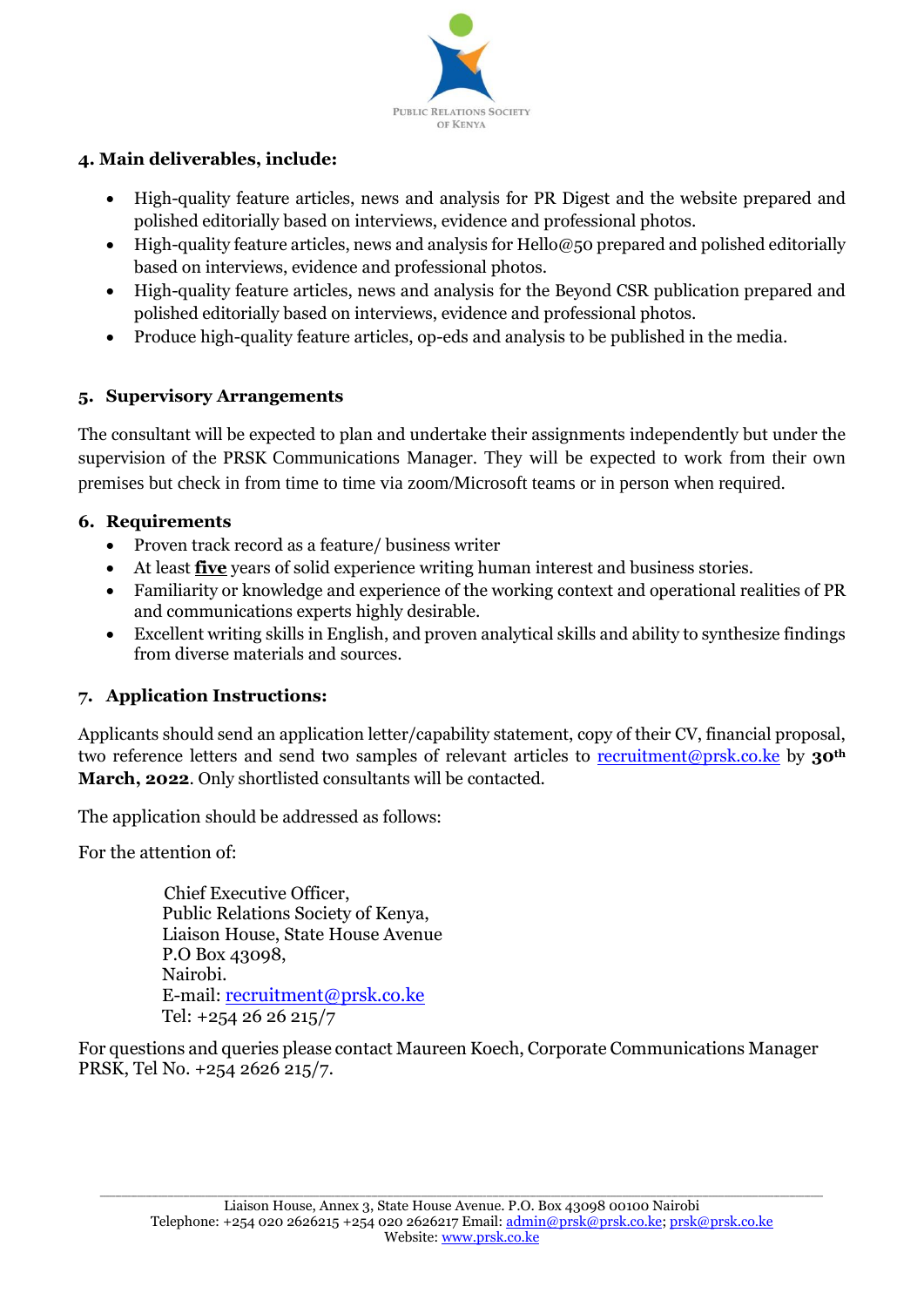## 4. Main deliverables, include:

- High-quality feature articles, news and analysis for PR Digest and the website prepared and polished editorially based on interviews, evidence and professional photos.
- High-quality feature articles, news and analysis for Hello@50 prepared and polished editorially based on interviews, evidence and professional photos.
- High-quality feature articles, news and analysis for the Beyond CSR publication prepared and polished editorially based on interviews, evidence and professional photos.
- Produce high-quality feature articles, op-eds and analysis to be published in the media.

## 5. Supervisory Arrangements

The consultant will be expected to plan and undertake their assignments independently but under the supervision of the PRSK Communications Manager. They will be expected to work from their own premises but check in from time to time via zoom/Microsoft teams or in person when required.

## 6. Requirements

- Proven track record as a feature/ business writer
- At least **five** years of solid experience writing human interest and business stories.
- Familiarity or knowledge and experience of the working context and operational realities of PR and communications experts highly desirable.
- Excellent writing skills in English, and proven analytical skills and ability to synthesize findings from diverse materials and sources.

## 7. Application Instructions:

Applicants should send an application letter/capability statement, copy of their CV, financial proposal, two reference letters and send two samples of relevant articles to recruitment@prsk.co.ke by **30th March, 2022**. Only shortlisted consultants will be contacted.

The application should be addressed as follows:

For the attention of:

Chief Executive Officer,
Public Relations Society of Kenya,
Liaison House, State House Avenue
P.O Box 43098,
Nairobi.
E-mail: recruitment@prsk.co.ke
Tel: +254 26 26 215/7

For questions and queries please contact Maureen Koech, Corporate Communications Manager PRSK, Tel No. +254 2626 215/7.